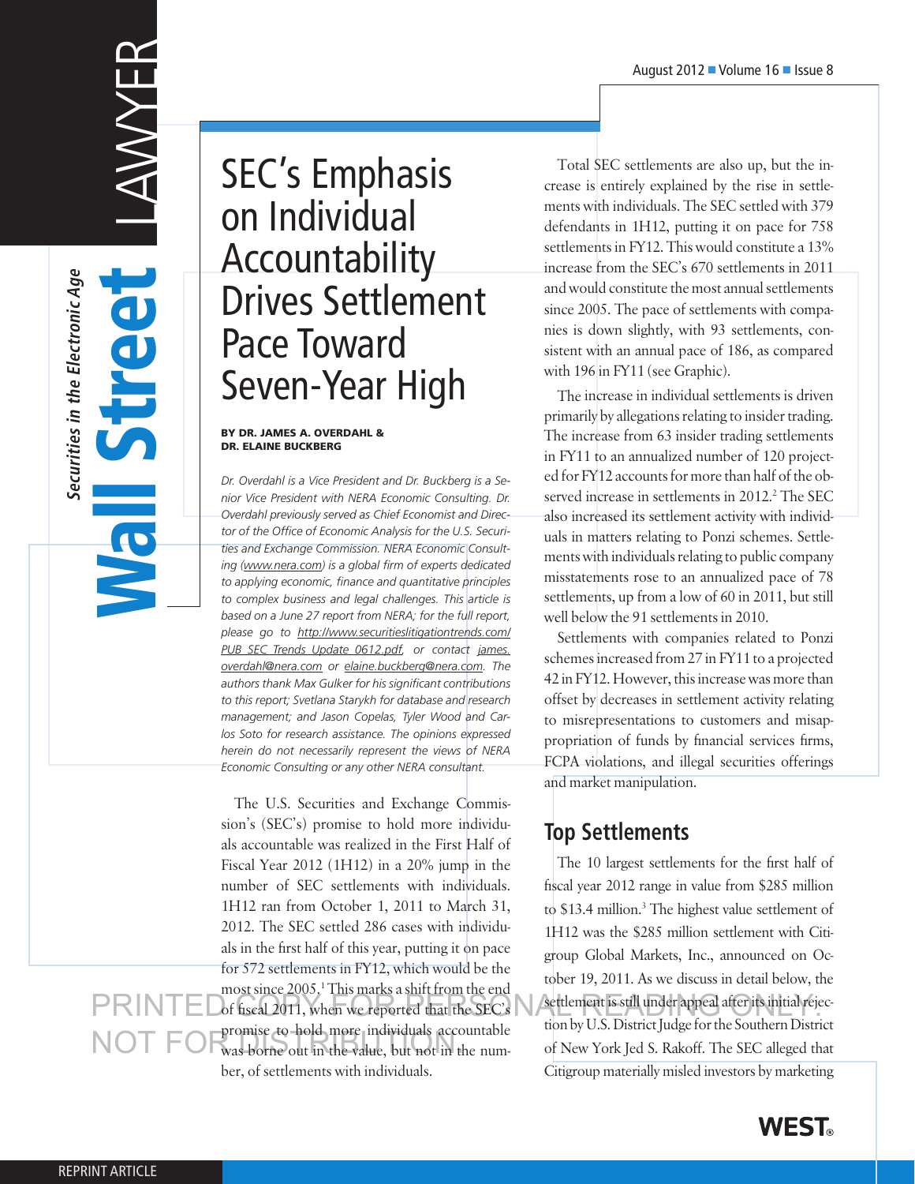# SEC's Emphasis on Individual Accountability Drives Settlement Pace Toward Seven-Year High

**BY DR. JAMES A. OVERDAHL & DR. ELAINE BUCKBERG**

*Dr. Overdahl is a Vice President and Dr. Buckberg is a Senior Vice President with NERA Economic Consulting. Dr. Overdahl previously served as Chief Economist and Director of the Office of Economic Analysis for the U.S. Securities and Exchange Commission. NERA Economic Consulting (www.nera.com) is a global firm of experts dedicated to applying economic, finance and quantitative principles to complex business and legal challenges. This article is based on a June 27 report from NERA; for the full report, please go to http://www.securitieslitigationtrends.com/PUB_SEC_Trends_Update_0612.pdf, or contact james.overdahl@nera.com or elaine.buckberg@nera.com. The authors thank Max Gulker for his significant contributions to this report; Svetlana Starykh for database and research management; and Jason Copelas, Tyler Wood and Carlos Soto for research assistance. The opinions expressed herein do not necessarily represent the views of NERA Economic Consulting or any other NERA consultant.*

The U.S. Securities and Exchange Commission's (SEC's) promise to hold more individuals accountable was realized in the First Half of Fiscal Year 2012 (1H12) in a 20% jump in the number of SEC settlements with individuals. 1H12 ran from October 1, 2011 to March 31, 2012. The SEC settled 286 cases with individuals in the first half of this year, putting it on pace for 572 settlements in FY12, which would be the most since 2005.[1] This marks a shift from the end of fiscal 2011, when we reported that the SEC's promise to hold more individuals accountable was borne out in the value, but not in the number, of settlements with individuals.

Total SEC settlements are also up, but the increase is entirely explained by the rise in settlements with individuals. The SEC settled with 379 defendants in 1H12, putting it on pace for 758 settlements in FY12. This would constitute a 13% increase from the SEC's 670 settlements in 2011 and would constitute the most annual settlements since 2005. The pace of settlements with companies is down slightly, with 93 settlements, consistent with an annual pace of 186, as compared with 196 in FY11 (see Graphic).

The increase in individual settlements is driven primarily by allegations relating to insider trading. The increase from 63 insider trading settlements in FY11 to an annualized number of 120 projected for FY12 accounts for more than half of the observed increase in settlements in 2012.[2] The SEC also increased its settlement activity with individuals in matters relating to Ponzi schemes. Settlements with individuals relating to public company misstatements rose to an annualized pace of 78 settlements, up from a low of 60 in 2011, but still well below the 91 settlements in 2010.

Settlements with companies related to Ponzi schemes increased from 27 in FY11 to a projected 42 in FY12. However, this increase was more than offset by decreases in settlement activity relating to misrepresentations to customers and misappropriation of funds by financial services firms, FCPA violations, and illegal securities offerings and market manipulation.

## Top Settlements

The 10 largest settlements for the first half of fiscal year 2012 range in value from $285 million to $13.4 million.[3] The highest value settlement of 1H12 was the $285 million settlement with Citigroup Global Markets, Inc., announced on October 19, 2011. As we discuss in detail below, the settlement is still under appeal after its initial rejection by U.S. District Judge for the Southern District of New York Jed S. Rakoff. The SEC alleged that Citigroup materially misled investors by marketing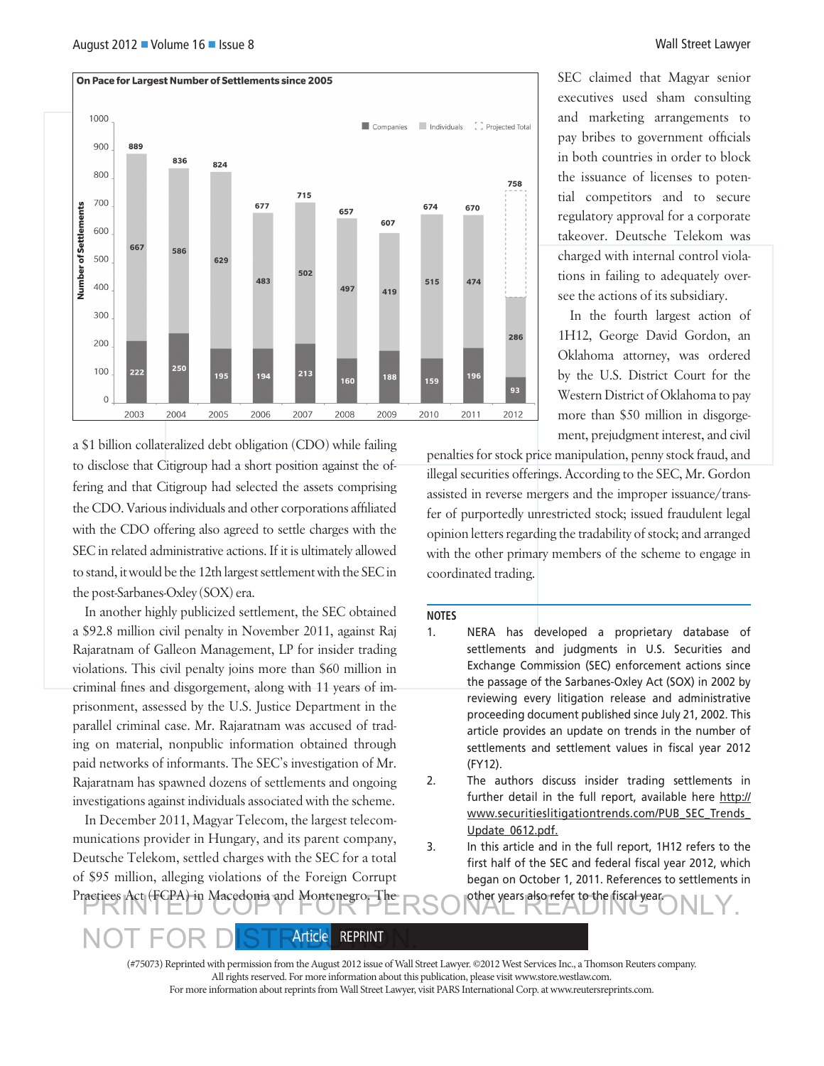**On Pace for Largest Number of Settlements since 2005**

Companies | Individuals | Projected Total

Number of Settlements

1000
900
800
700
600
500
400
300
200
100
0

2003: 889, 667, 222
2004: 836, 586, 250
2005: 824, 629, 195
2006: 677, 483, 194
2007: 715, 502, 213
2008: 657, 497, 160
2009: 607, 419, 188
2010: 674, 515, 159
2011: 670, 474, 196
2012: 758, 286, 93

a $1 billion collateralized debt obligation (CDO) while failing to disclose that Citigroup had a short position against the offering and that Citigroup had selected the assets comprising the CDO. Various individuals and other corporations affiliated with the CDO offering also agreed to settle charges with the SEC in related administrative actions. If it is ultimately allowed to stand, it would be the 12th largest settlement with the SEC in the post-Sarbanes-Oxley (SOX) era.

In another highly publicized settlement, the SEC obtained a $92.8 million civil penalty in November 2011, against Raj Rajaratnam of Galleon Management, LP for insider trading violations. This civil penalty joins more than $60 million in criminal fines and disgorgement, along with 11 years of imprisonment, assessed by the U.S. Justice Department in the parallel criminal case. Mr. Rajaratnam was accused of trading on material, nonpublic information obtained through paid networks of informants. The SEC's investigation of Mr. Rajaratnam has spawned dozens of settlements and ongoing investigations against individuals associated with the scheme.

In December 2011, Magyar Telecom, the largest telecommunications provider in Hungary, and its parent company, Deutsche Telekom, settled charges with the SEC for a total of $95 million, alleging violations of the Foreign Corrupt Practices Act (FCPA) in Macedonia and Montenegro. The SEC claimed that Magyar senior executives used sham consulting and marketing arrangements to pay bribes to government officials in both countries in order to block the issuance of licenses to potential competitors and to secure regulatory approval for a corporate takeover. Deutsche Telekom was charged with internal control violations in failing to adequately oversee the actions of its subsidiary.

In the fourth largest action of 1H12, George David Gordon, an Oklahoma attorney, was ordered by the U.S. District Court for the Western District of Oklahoma to pay more than $50 million in disgorgement, prejudgment interest, and civil penalties for stock price manipulation, penny stock fraud, and illegal securities offerings. According to the SEC, Mr. Gordon assisted in reverse mergers and the improper issuance/transfer of purportedly unrestricted stock; issued fraudulent legal opinion letters regarding the tradability of stock; and arranged with the other primary members of the scheme to engage in coordinated trading.

**NOTES**

1. NERA has developed a proprietary database of settlements and judgments in U.S. Securities and Exchange Commission (SEC) enforcement actions since the passage of the Sarbanes-Oxley Act (SOX) in 2002 by reviewing every litigation release and administrative proceeding document published since July 21, 2002. This article provides an update on trends in the number of settlements and settlement values in fiscal year 2012 (FY12).
2. The authors discuss insider trading settlements in further detail in the full report, available here http://www.securitieslitigationtrends.com/PUB_SEC_Trends_Update_0612.pdf.
3. In this article and in the full report, 1H12 refers to the first half of the SEC and federal fiscal year 2012, which began on October 1, 2011. References to settlements in other years also refer to the fiscal year.

PRINTED COPY FOR PERSONAL READING ONLY. NOT FOR DISTRIBUTION.

Article REPRINT

(#75073) Reprinted with permission from the August 2012 issue of Wall Street Lawyer. ©2012 West Services Inc., a Thomson Reuters company. All rights reserved. For more information about this publication, please visit www.store.westlaw.com. For more information about reprints from Wall Street Lawyer, visit PARS International Corp. at www.reutersreprints.com.